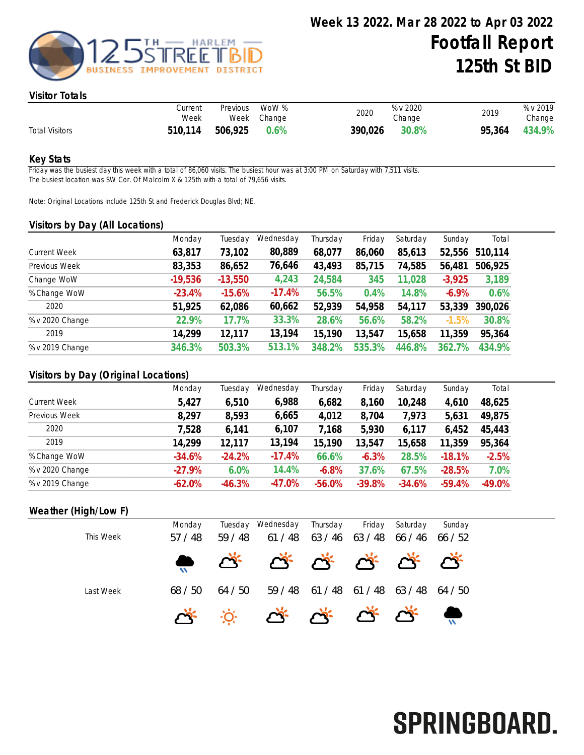# Week 13 2022. Mar 28 2022 to Apr 03 2022

# Footfall Report 125th St BID

## Visitor Totals

| | Current Week | Previous Week | WoW % Change | 2020 | % v 2020 Change | 2019 | % v 2019 Change |
|---|---|---|---|---|---|---|---|
| Total Visitors | 510,114 | 506,925 | 0.6% | 390,026 | 30.8% | 95,364 | 434.9% |

## Key Stats

Friday was the busiest day this week with a total of 86,060 visits. The busiest hour was at 3:00 PM on Saturday with 7,511 visits.
The busiest location was SW Cor. Of Malcolm X & 125th with a total of 79,656 visits.

Note: Original Locations include 125th St and Frederick Douglas Blvd; NE.

## Visitors by Day (All Locations)

| | Monday | Tuesday | Wednesday | Thursday | Friday | Saturday | Sunday | Total |
|---|---|---|---|---|---|---|---|---|
| Current Week | 63,817 | 73,102 | 80,889 | 68,077 | 86,060 | 85,613 | 52,556 | 510,114 |
| Previous Week | 83,353 | 86,652 | 76,646 | 43,493 | 85,715 | 74,585 | 56,481 | 506,925 |
| Change WoW | -19,536 | -13,550 | 4,243 | 24,584 | 345 | 11,028 | -3,925 | 3,189 |
| % Change WoW | -23.4% | -15.6% | -17.4% | 56.5% | 0.4% | 14.8% | -6.9% | 0.6% |
| 2020 | 51,925 | 62,086 | 60,662 | 52,939 | 54,958 | 54,117 | 53,339 | 390,026 |
| % v 2020 Change | 22.9% | 17.7% | 33.3% | 28.6% | 56.6% | 58.2% | -1.5% | 30.8% |
| 2019 | 14,299 | 12,117 | 13,194 | 15,190 | 13,547 | 15,658 | 11,359 | 95,364 |
| % v 2019 Change | 346.3% | 503.3% | 513.1% | 348.2% | 535.3% | 446.8% | 362.7% | 434.9% |

## Visitors by Day (Original Locations)

| | Monday | Tuesday | Wednesday | Thursday | Friday | Saturday | Sunday | Total |
|---|---|---|---|---|---|---|---|---|
| Current Week | 5,427 | 6,510 | 6,988 | 6,682 | 8,160 | 10,248 | 4,610 | 48,625 |
| Previous Week | 8,297 | 8,593 | 6,665 | 4,012 | 8,704 | 7,973 | 5,631 | 49,875 |
| 2020 | 7,528 | 6,141 | 6,107 | 7,168 | 5,930 | 6,117 | 6,452 | 45,443 |
| 2019 | 14,299 | 12,117 | 13,194 | 15,190 | 13,547 | 15,658 | 11,359 | 95,364 |
| % Change WoW | -34.6% | -24.2% | -17.4% | 66.6% | -6.3% | 28.5% | -18.1% | -2.5% |
| % v 2020 Change | -27.9% | 6.0% | 14.4% | -6.8% | 37.6% | 67.5% | -28.5% | 7.0% |
| % v 2019 Change | -62.0% | -46.3% | -47.0% | -56.0% | -39.8% | -34.6% | -59.4% | -49.0% |

## Weather (High/Low F)

| | Monday | Tuesday | Wednesday | Thursday | Friday | Saturday | Sunday |
|---|---|---|---|---|---|---|---|
| This Week | 57 / 48 | 59 / 48 | 61 / 48 | 63 / 46 | 63 / 48 | 66 / 46 | 66 / 52 |
| Last Week | 68 / 50 | 64 / 50 | 59 / 48 | 61 / 48 | 61 / 48 | 63 / 48 | 64 / 50 |

SPRINGBOARD.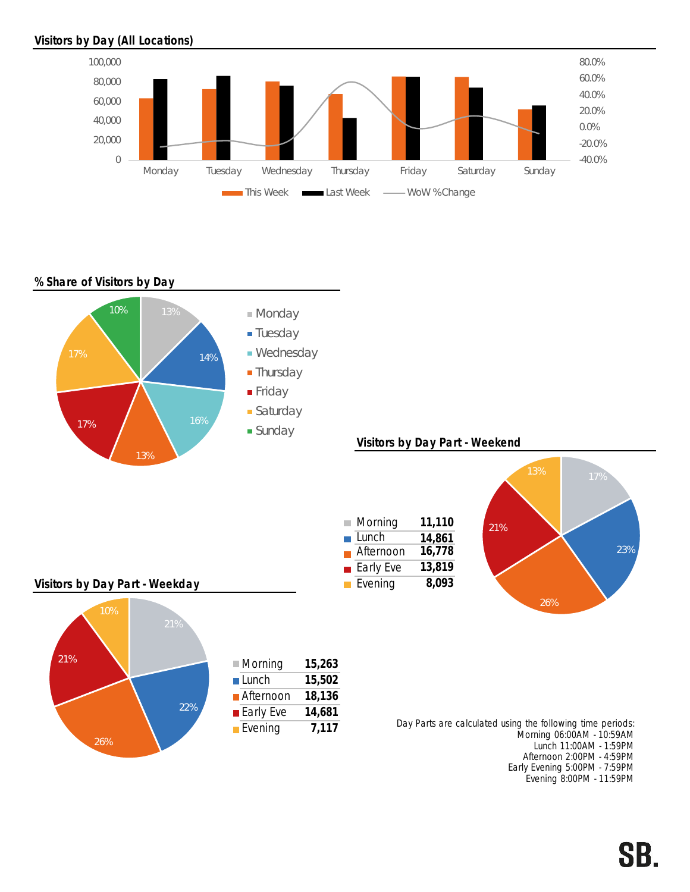## Visitors by Day (All Locations)

## % Share of Visitors by Day

| Day | Share |
|---|---|
| Monday | 13% |
| Tuesday | 14% |
| Wednesday | 16% |
| Thursday | 13% |
| Friday | 17% |
| Saturday | 17% |
| Sunday | 10% |

## Visitors by Day Part - Weekend

| Day Part | Visitors |
|---|---|
| Morning | 11,110 |
| Lunch | 14,861 |
| Afternoon | 16,778 |
| Early Eve | 13,819 |
| Evening | 8,093 |

## Visitors by Day Part - Weekday

| Day Part | Visitors |
|---|---|
| Morning | 15,263 |
| Lunch | 15,502 |
| Afternoon | 18,136 |
| Early Eve | 14,681 |
| Evening | 7,117 |

Day Parts are calculated using the following time periods:
Morning 06:00AM - 10:59AM
Lunch 11:00AM - 1:59PM
Afternoon 2:00PM - 4:59PM
Early Evening 5:00PM - 7:59PM
Evening 8:00PM - 11:59PM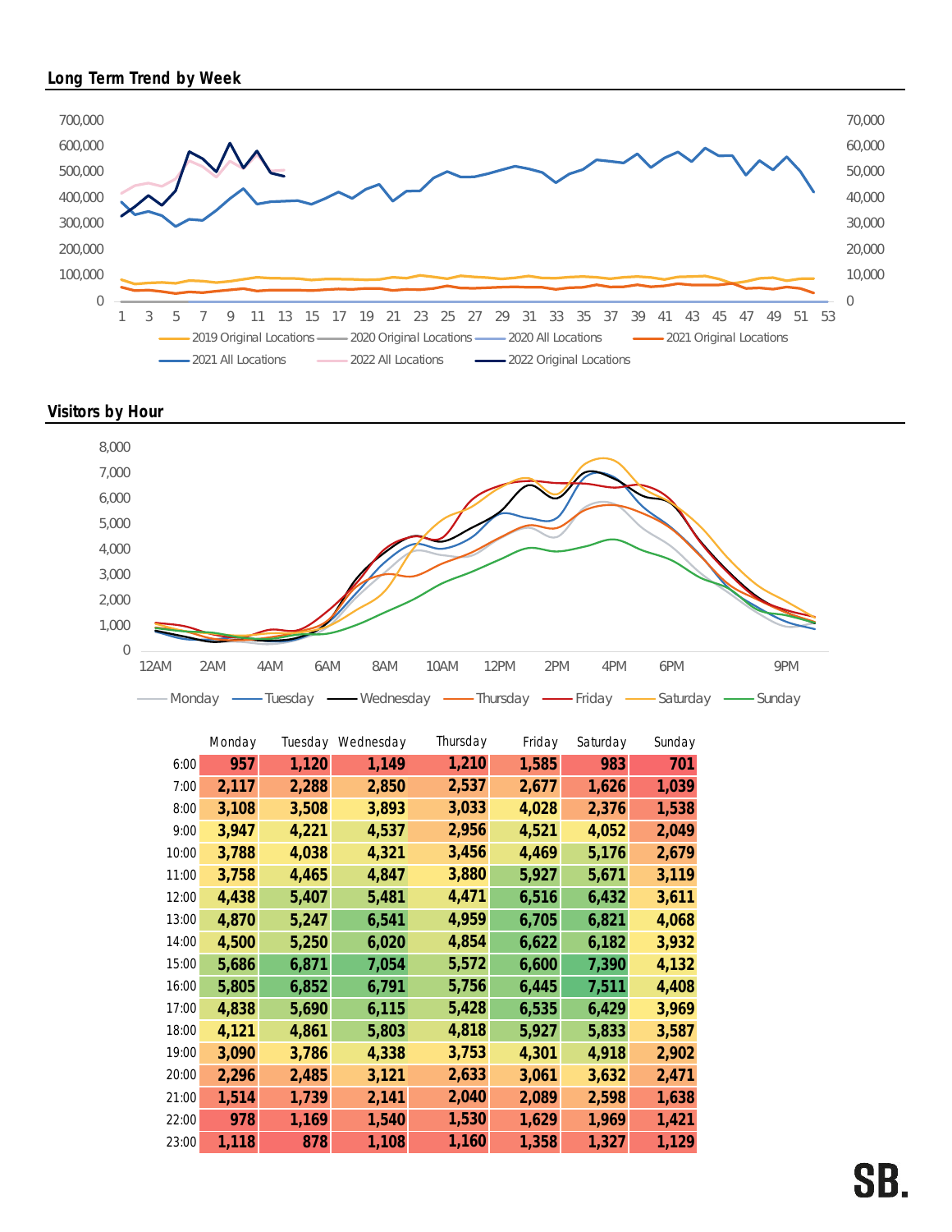## Long Term Trend by Week

## Visitors by Hour

|  | Monday | Tuesday | Wednesday | Thursday | Friday | Saturday | Sunday |
|---|---|---|---|---|---|---|---|
| 6:00 | 957 | 1,120 | 1,149 | 1,210 | 1,585 | 983 | 701 |
| 7:00 | 2,117 | 2,288 | 2,850 | 2,537 | 2,677 | 1,626 | 1,039 |
| 8:00 | 3,108 | 3,508 | 3,893 | 3,033 | 4,028 | 2,376 | 1,538 |
| 9:00 | 3,947 | 4,221 | 4,537 | 2,956 | 4,521 | 4,052 | 2,049 |
| 10:00 | 3,788 | 4,038 | 4,321 | 3,456 | 4,469 | 5,176 | 2,679 |
| 11:00 | 3,758 | 4,465 | 4,847 | 3,880 | 5,927 | 5,671 | 3,119 |
| 12:00 | 4,438 | 5,407 | 5,481 | 4,471 | 6,516 | 6,432 | 3,611 |
| 13:00 | 4,870 | 5,247 | 6,541 | 4,959 | 6,705 | 6,821 | 4,068 |
| 14:00 | 4,500 | 5,250 | 6,020 | 4,854 | 6,622 | 6,182 | 3,932 |
| 15:00 | 5,686 | 6,871 | 7,054 | 5,572 | 6,600 | 7,390 | 4,132 |
| 16:00 | 5,805 | 6,852 | 6,791 | 5,756 | 6,445 | 7,511 | 4,408 |
| 17:00 | 4,838 | 5,690 | 6,115 | 5,428 | 6,535 | 6,429 | 3,969 |
| 18:00 | 4,121 | 4,861 | 5,803 | 4,818 | 5,927 | 5,833 | 3,587 |
| 19:00 | 3,090 | 3,786 | 4,338 | 3,753 | 4,301 | 4,918 | 2,902 |
| 20:00 | 2,296 | 2,485 | 3,121 | 2,633 | 3,061 | 3,632 | 2,471 |
| 21:00 | 1,514 | 1,739 | 2,141 | 2,040 | 2,089 | 2,598 | 1,638 |
| 22:00 | 978 | 1,169 | 1,540 | 1,530 | 1,629 | 1,969 | 1,421 |
| 23:00 | 1,118 | 878 | 1,108 | 1,160 | 1,358 | 1,327 | 1,129 |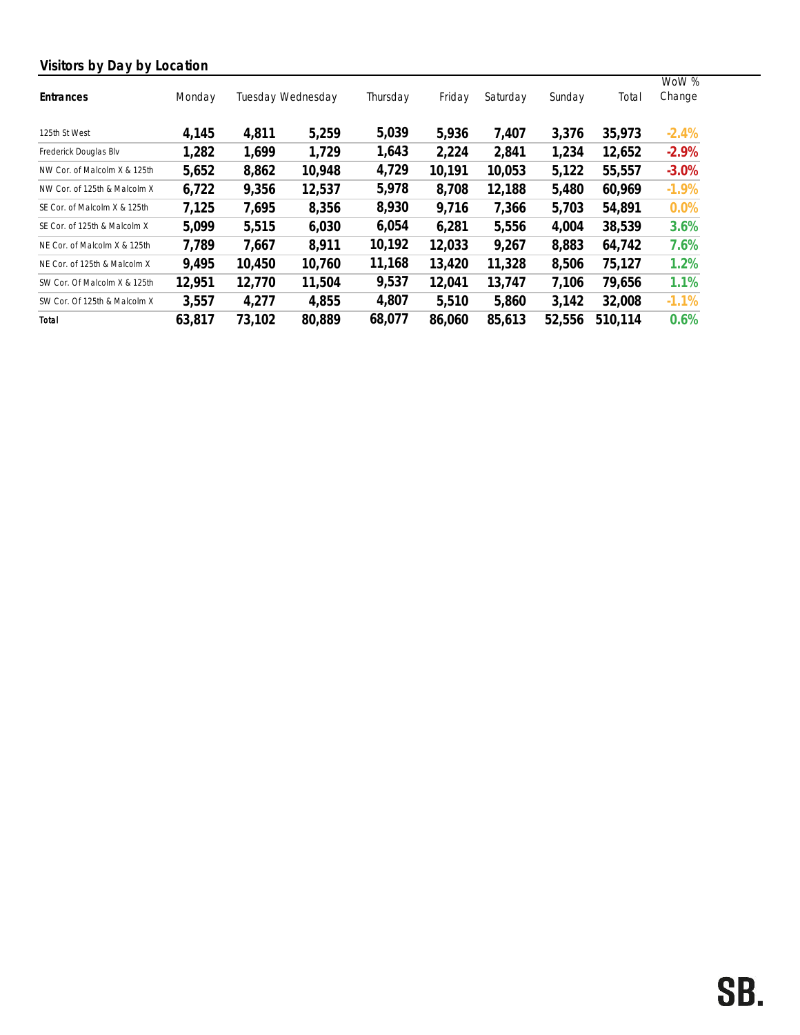### Visitors by Day by Location

| Entrances | Monday | Tuesday | Wednesday | Thursday | Friday | Saturday | Sunday | Total | WoW % Change |
|---|---|---|---|---|---|---|---|---|---|
| 125th St West | 4,145 | 4,811 | 5,259 | 5,039 | 5,936 | 7,407 | 3,376 | 35,973 | -2.4% |
| Frederick Douglas Blv | 1,282 | 1,699 | 1,729 | 1,643 | 2,224 | 2,841 | 1,234 | 12,652 | -2.9% |
| NW Cor. of Malcolm X & 125th | 5,652 | 8,862 | 10,948 | 4,729 | 10,191 | 10,053 | 5,122 | 55,557 | -3.0% |
| NW Cor. of 125th & Malcolm X | 6,722 | 9,356 | 12,537 | 5,978 | 8,708 | 12,188 | 5,480 | 60,969 | -1.9% |
| SE Cor. of Malcolm X & 125th | 7,125 | 7,695 | 8,356 | 8,930 | 9,716 | 7,366 | 5,703 | 54,891 | 0.0% |
| SE Cor. of 125th & Malcolm X | 5,099 | 5,515 | 6,030 | 6,054 | 6,281 | 5,556 | 4,004 | 38,539 | 3.6% |
| NE Cor. of Malcolm X & 125th | 7,789 | 7,667 | 8,911 | 10,192 | 12,033 | 9,267 | 8,883 | 64,742 | 7.6% |
| NE Cor. of 125th & Malcolm X | 9,495 | 10,450 | 10,760 | 11,168 | 13,420 | 11,328 | 8,506 | 75,127 | 1.2% |
| SW Cor. Of Malcolm X & 125th | 12,951 | 12,770 | 11,504 | 9,537 | 12,041 | 13,747 | 7,106 | 79,656 | 1.1% |
| SW Cor. Of 125th & Malcolm X | 3,557 | 4,277 | 4,855 | 4,807 | 5,510 | 5,860 | 3,142 | 32,008 | -1.1% |
| Total | 63,817 | 73,102 | 80,889 | 68,077 | 86,060 | 85,613 | 52,556 | 510,114 | 0.6% |

SB.